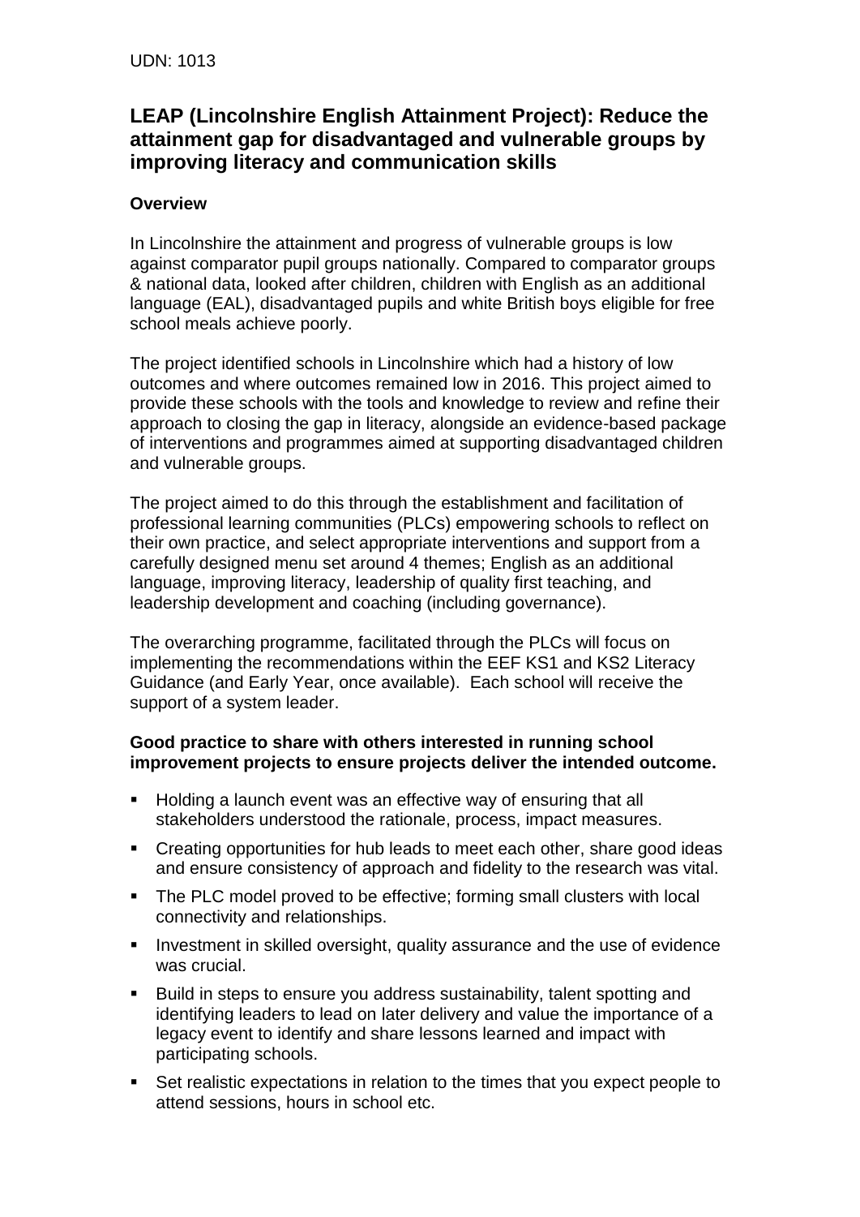UDN: 1013

# LEAP (Lincolnshire English Attainment Project): Reduce the attainment gap for disadvantaged and vulnerable groups by improving literacy and communication skills

**Overview**

In Lincolnshire the attainment and progress of vulnerable groups is low against comparator pupil groups nationally. Compared to comparator groups & national data, looked after children, children with English as an additional language (EAL), disadvantaged pupils and white British boys eligible for free school meals achieve poorly.

The project identified schools in Lincolnshire which had a history of low outcomes and where outcomes remained low in 2016. This project aimed to provide these schools with the tools and knowledge to review and refine their approach to closing the gap in literacy, alongside an evidence-based package of interventions and programmes aimed at supporting disadvantaged children and vulnerable groups.

The project aimed to do this through the establishment and facilitation of professional learning communities (PLCs) empowering schools to reflect on their own practice, and select appropriate interventions and support from a carefully designed menu set around 4 themes; English as an additional language, improving literacy, leadership of quality first teaching, and leadership development and coaching (including governance).

The overarching programme, facilitated through the PLCs will focus on implementing the recommendations within the EEF KS1 and KS2 Literacy Guidance (and Early Year, once available). Each school will receive the support of a system leader.

**Good practice to share with others interested in running school improvement projects to ensure projects deliver the intended outcome.**

- Holding a launch event was an effective way of ensuring that all stakeholders understood the rationale, process, impact measures.
- Creating opportunities for hub leads to meet each other, share good ideas and ensure consistency of approach and fidelity to the research was vital.
- The PLC model proved to be effective; forming small clusters with local connectivity and relationships.
- Investment in skilled oversight, quality assurance and the use of evidence was crucial.
- Build in steps to ensure you address sustainability, talent spotting and identifying leaders to lead on later delivery and value the importance of a legacy event to identify and share lessons learned and impact with participating schools.
- Set realistic expectations in relation to the times that you expect people to attend sessions, hours in school etc.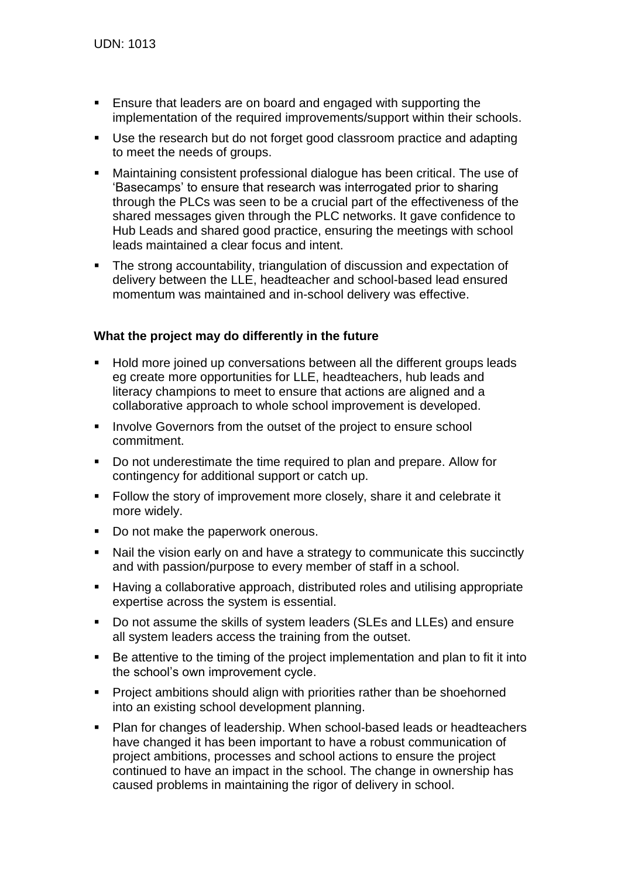- Ensure that leaders are on board and engaged with supporting the implementation of the required improvements/support within their schools.
- Use the research but do not forget good classroom practice and adapting to meet the needs of groups.
- Maintaining consistent professional dialogue has been critical. The use of 'Basecamps' to ensure that research was interrogated prior to sharing through the PLCs was seen to be a crucial part of the effectiveness of the shared messages given through the PLC networks. It gave confidence to Hub Leads and shared good practice, ensuring the meetings with school leads maintained a clear focus and intent.
- The strong accountability, triangulation of discussion and expectation of delivery between the LLE, headteacher and school-based lead ensured momentum was maintained and in-school delivery was effective.

**What the project may do differently in the future**

- Hold more joined up conversations between all the different groups leads eg create more opportunities for LLE, headteachers, hub leads and literacy champions to meet to ensure that actions are aligned and a collaborative approach to whole school improvement is developed.
- Involve Governors from the outset of the project to ensure school commitment.
- Do not underestimate the time required to plan and prepare. Allow for contingency for additional support or catch up.
- Follow the story of improvement more closely, share it and celebrate it more widely.
- Do not make the paperwork onerous.
- Nail the vision early on and have a strategy to communicate this succinctly and with passion/purpose to every member of staff in a school.
- Having a collaborative approach, distributed roles and utilising appropriate expertise across the system is essential.
- Do not assume the skills of system leaders (SLEs and LLEs) and ensure all system leaders access the training from the outset.
- Be attentive to the timing of the project implementation and plan to fit it into the school's own improvement cycle.
- Project ambitions should align with priorities rather than be shoehorned into an existing school development planning.
- Plan for changes of leadership. When school-based leads or headteachers have changed it has been important to have a robust communication of project ambitions, processes and school actions to ensure the project continued to have an impact in the school. The change in ownership has caused problems in maintaining the rigor of delivery in school.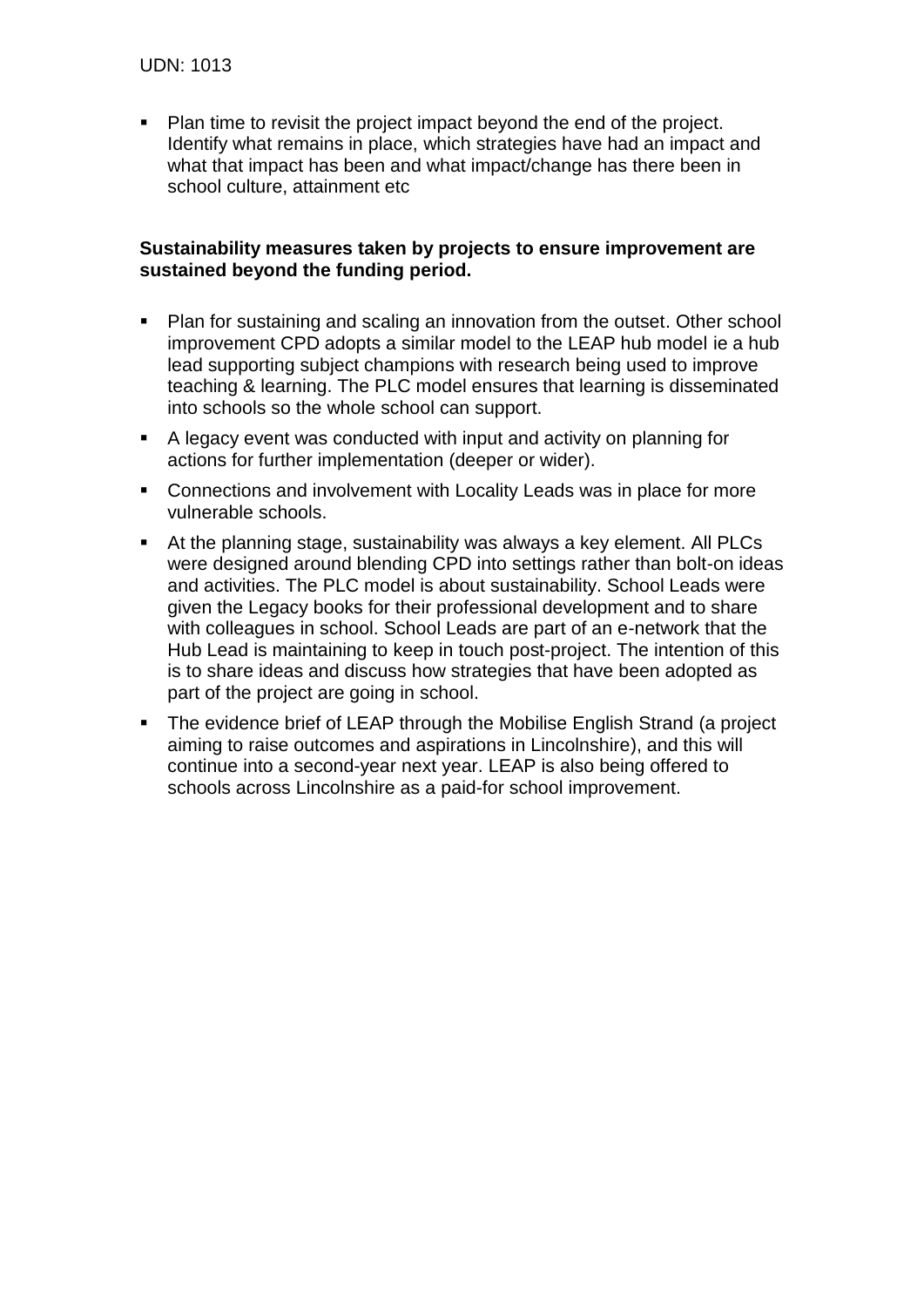UDN: 1013

- Plan time to revisit the project impact beyond the end of the project. Identify what remains in place, which strategies have had an impact and what that impact has been and what impact/change has there been in school culture, attainment etc

**Sustainability measures taken by projects to ensure improvement are sustained beyond the funding period.**

- Plan for sustaining and scaling an innovation from the outset. Other school improvement CPD adopts a similar model to the LEAP hub model ie a hub lead supporting subject champions with research being used to improve teaching & learning. The PLC model ensures that learning is disseminated into schools so the whole school can support.
- A legacy event was conducted with input and activity on planning for actions for further implementation (deeper or wider).
- Connections and involvement with Locality Leads was in place for more vulnerable schools.
- At the planning stage, sustainability was always a key element. All PLCs were designed around blending CPD into settings rather than bolt-on ideas and activities. The PLC model is about sustainability. School Leads were given the Legacy books for their professional development and to share with colleagues in school. School Leads are part of an e-network that the Hub Lead is maintaining to keep in touch post-project. The intention of this is to share ideas and discuss how strategies that have been adopted as part of the project are going in school.
- The evidence brief of LEAP through the Mobilise English Strand (a project aiming to raise outcomes and aspirations in Lincolnshire), and this will continue into a second-year next year. LEAP is also being offered to schools across Lincolnshire as a paid-for school improvement.